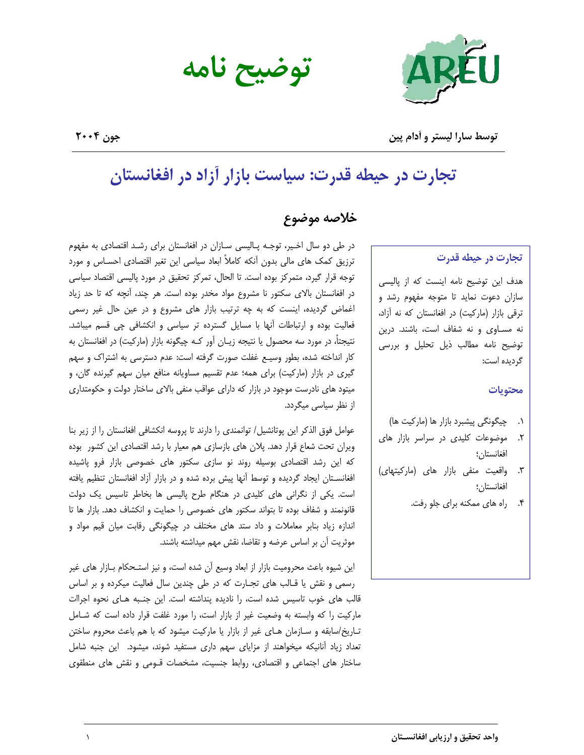# توضیح نامه

**توسط سارا لیستر و آدام پین** | **جون ۲۰۰۴**

## تجارت در حیطه قدرت: سیاست بازار آزاد در افغانستان

### خلاصه موضوع

در طی دو سال اخیر، توجه پالیسی سازان در افغانستان برای رشد اقتصادی به مفهوم ترزیق کمک های مالی بدون آنکه کاملاً ابعاد سیاسی این تغیر اقتصادی احساس و مورد توجه قرار گیرد، متمرکز بوده است. تا الحال، تمرکز تحقیق در مورد پالیسی اقتصاد سیاسی در افغانستان بالای سکتور نا مشروع مواد مخدر بوده است. هر چند، آنچه که تا حد زیاد اغماض گردیده، اینست که به چه ترتیب بازار های مشروع و در عین حال غیر رسمی فعالیت بوده و ارتباطات آنها با مسایل گسترده تر سیاسی و انکشافی چی قسم میباشد. نتیجتاً، در مورد سه محصول یا نتیجه زیان آور کـه چیگونه بازار (مارکیت) در افغانستان به کار انداخته شده، بطور وسیع غفلت صورت گرفته است: عدم دسترسی به اشتراک و سهم گیری در بازار (مارکیت) برای همه؛ عدم تقسیم مساویانه منافع میان سهم گیرنده گان، و میتود های نادرست موجود در بازار که دارای عواقب منفی بالای ساختار دولت و حکومتداری از نظر سیاسی میگردد.

عوامل فوق الذکر این پوتانشیل/ توانمندی را دارند تا پروسه انکشافی افغانستان را از زیر بنا ویران تحت شعاع قرار دهد. پلان های بازسازی هم معیار با رشد اقتصادی این کشور بوده که این رشد اقتصادی بوسیله روند نو سازی سکتور های خصوصی بازار فرو پاشیده افغانستان ایجاد گردیده و توسط آنها پیش برده شده و در بازار آزاد افغانستان تنظیم یافته است. یکی از نگرانی های کلیدی در هنگام طرح پالیسی ها بخاطر تاسیس یک دولت قانونمند و شفاف بوده تا بتواند سکتور های خصوصی را حمایت و انکشاف دهد. بازار ها تا اندازه زیاد بنابر معاملات و داد ستد های مختلف در چیگونگی رقابت میان قیم مواد و موثریت آن بر اساس عرضه و تقاضا، نقش مهم میداشته باشند.

این شیوه باعث محرومیت بازار از ابعاد وسیع آن شده است، و نیز استحکام بـازار های غیر رسمی و نقش یا قـالب های تجـارت که در طی چندین سال فعالیت میکرده و بر اساس قالب های خوب تاسیس شده است، را نادیده پنداشته است. این جنـبه هـای نحوه اجراات مارکیت را که وابسته به وضعیت غیر از بازار است، را مورد غلفت قرار داده است که شـامل تـاریخ/سابقه و سـازمان هـای غیر از بازار یا مارکیت میشود که با هم باعث محروم ساختن تعداد زیاد آنانیکه میخواهند از مزایای سهم داری مستفید شوند، میشود. این جنبه شامل ساختار های اجتماعی و اقتصادی، روابط جنسیت، مشخصات قـومی و نقش های منطقوی

---

**تجارت در حیطه قدرت**

هدف این توضیح نامه اینست که از پالیسی سازان دعوت نماید تا متوجه مفهوم رشد و ترقی بازار (مارکیت) در افغانستان که نه آزاد، نه مساوی و نه شفاف است، باشند. درین توضیح نامه مطالب ذیل تحلیل و بررسی گردیده است:

**محتویات**

۱. چیگونگی پیشبرد بازار ها (مارکیت ها)
۲. موضوعات کلیدی در سراسر بازار های افغانستان؛
۳. واقعیت منفی بازار های (مارکیتهای) افغانستان؛
۴. راه های ممکنه برای جلو رفت.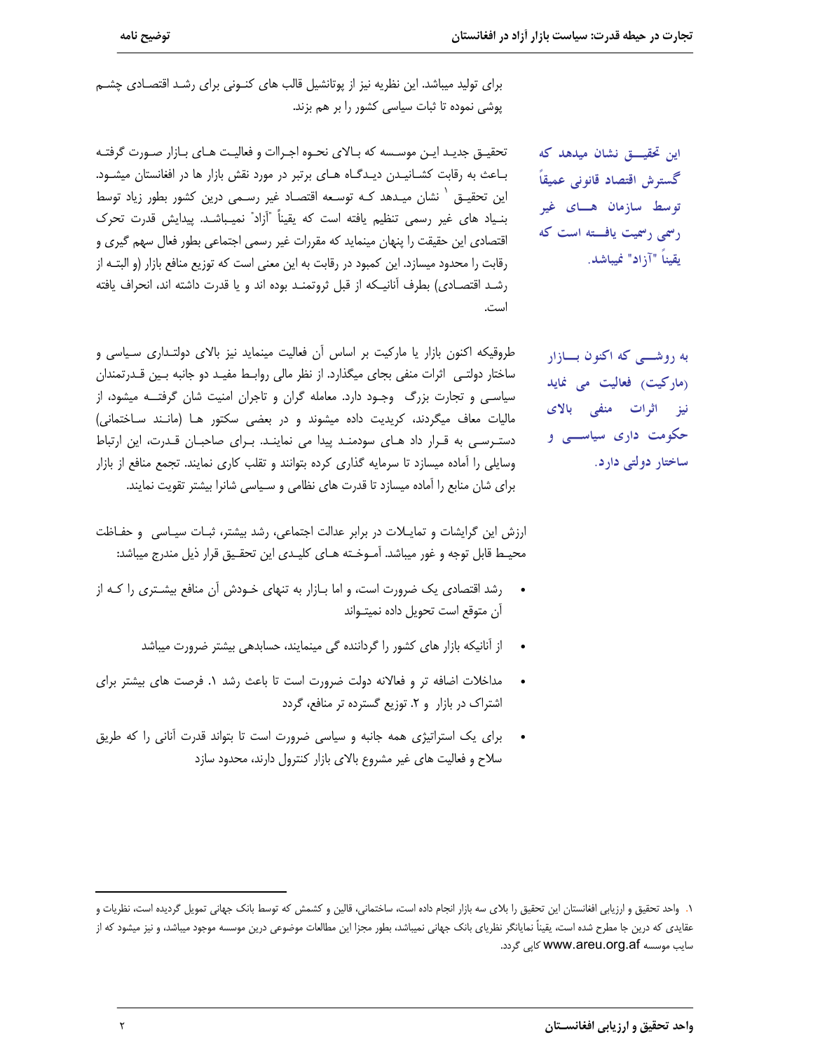برای تولید میباشد. این نظریه نیز از پوتانشیل قالب های کنونی برای رشد اقتصادی چشم پوشی نموده تا ثبات سیاسی کشور را بر هم بزند.

**این تحقیق نشان میدهد که گسترش اقتصاد قانونی عمیقاً توسط سازمان های غیر رسمی رسمیت یافته است که یقیناً "آزاد" نمیباشد.**

تحقیق جدید این موسسه که بالای نحوه اجراات و فعالیت های بازار صورت گرفته باعث به رقابت کشانیدن دیدگاه های برتر در مورد نقش بازار ها در افغانستان میشود. این تحقیق [۱] نشان میدهد که توسعه اقتصاد غیر رسمی درین کشور بطور زیاد توسط بنیاد های غیر رسمی تنظیم یافته است که یقیناً "آزاد" نمیباشد. پیدایش قدرت تحرک اقتصادی این حقیقت را پنهان مینماید که مقررات غیر رسمی اجتماعی بطور فعال سهم گیری و رقابت را محدود میسازد. این کمبود در رقابت به این معنی است که توزیع منافع بازار (و البته از رشد اقتصادی) بطرف آنانیکه از قبل ثروتمند بوده اند و یا قدرت داشته اند، انحراف یافته است.

**به روشنی که اکنون بازار (مارکیت) فعالیت می نماید نیز اثرات منفی بالای حکومت داری سیاسی و ساختار دولتی دارد.**

طوریکه اکنون بازار یا مارکیت بر اساس آن فعالیت مینماید نیز بالای دولتداری سیاسی و ساختار دولتی اثرات منفی بجای میگذارد. از نظر مالی روابط مفید دو جانبه بین قدرتمندان سیاسی و تجارت بزرگ وجود دارد. معامله گران و تاجران امنیت شان گرفته میشود، از مالیات معاف میگردند، کریدیت داده میشوند و در بعضی سکتور ها (مانند ساختمانی) دسترسی به قرار داد های سودمند پیدا می نمایند. برای صاحبان قدرت، این ارتباط وسایلی را آماده میسازد تا سرمایه گذاری کرده بتوانند و تقلب کاری نمایند. تجمع منافع از بازار برای شان منابع را آماده میسازد تا قدرت های نظامی و سیاسی شانرا بیشتر تقویت نمایند.

ارزش این گرایشات و تمایلات در برابر عدالت اجتماعی، رشد بیشتر، ثبات سیاسی و حفاظت محیط قابل توجه و غور میباشد. آموخته های کلیدی این تحقیق قرار ذیل مندرج میباشد:

- رشد اقتصادی یک ضرورت است، و اما بازار به تنهای خودش آن منافع بیشتری را که از آن متوقع است تحویل داده نمیتواند
- از آنانیکه بازار های کشور را گرداننده گی مینمایند، حسابدهی بیشتر ضرورت میباشد
- مداخلات اضافه تر و فعالانه دولت ضرورت است تا باعث رشد ۱. فرصت های بیشتر برای اشتراک در بازار و ۲. توزیع گسترده تر منافع، گردد
- برای یک استراتیژی همه جانبه و سیاسی ضرورت است تا بتواند قدرت آنانی را که طریق سلاح و فعالیت های غیر مشروع بالای بازار کنترول دارند، محدود سازد

---

[۱]. واحد تحقیق و ارزیابی افغانستان این تحقیق را بالای سه بازار انجام داده است، ساختمانی، قالین و کشمش که توسط بانک جهانی تمویل گردیده است، نظریات و عقایدی که درین جا مطرح شده است، یقیناً نمایانگر نظریای بانک جهانی نمیباشد، بطور مجزا این مطالعات موضوعی درین موسسه موجود میباشد، و نیز میشود که از سایب موسسه www.areu.org.af کاپی گردد.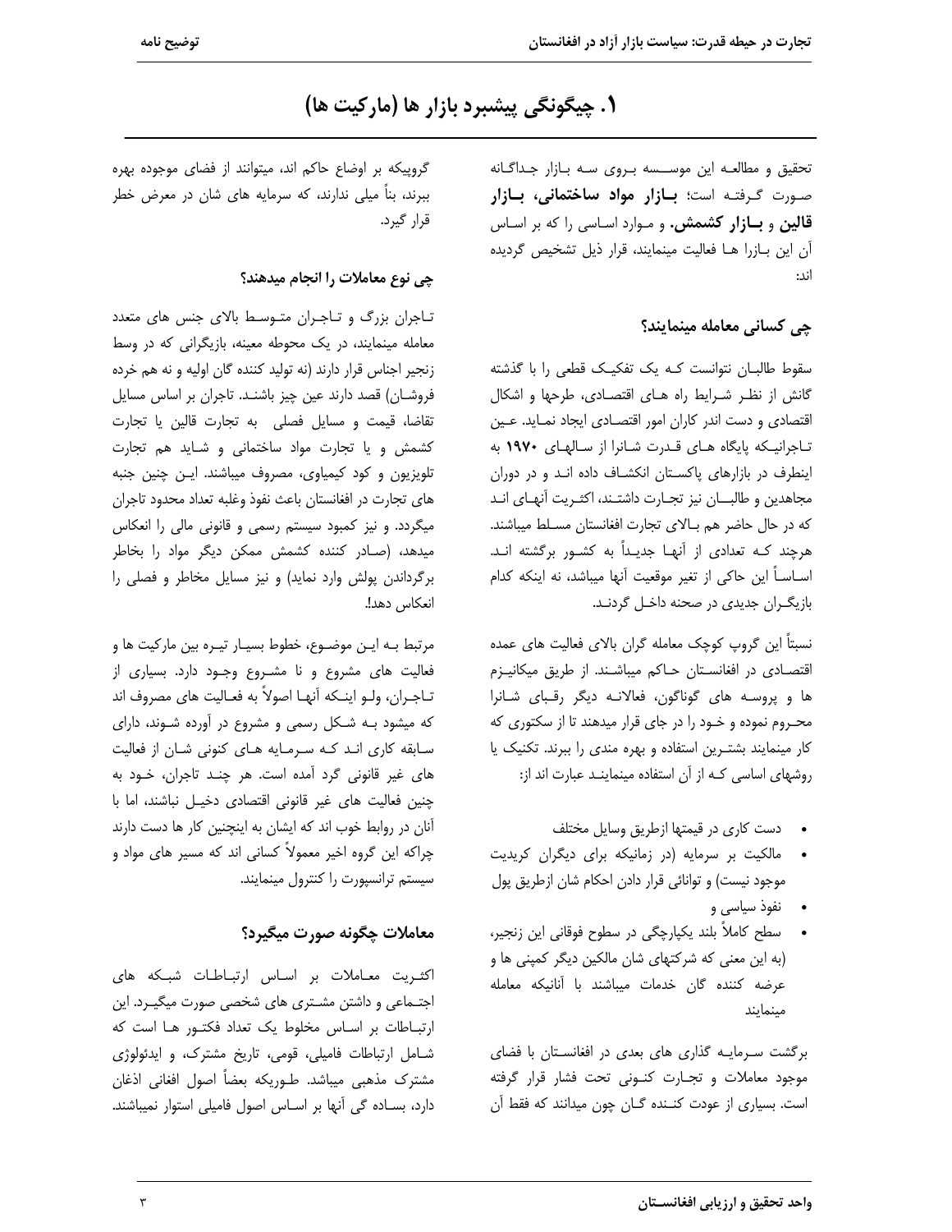# ۱. چیگونگی پیشبرد بازار ها (مارکیت ها)

تحقیق و مطالعه این موسسه بروی سه بازار جداگانه صورت گرفته است؛ **بازار مواد ساختمانی، بازار قالین** و **بازار کشمش.** و موارد اساسی را که بر اساس آن این بازرا ها فعالیت مینمایند، قرار ذیل تشخیص گردیده اند:

## چی کسانی معامله مینمایند؟

سقوط طالبان نتوانست که یک تفکیک قطعی را با گذشته گانش از نظر شرایط راه های اقتصادی، طرحها و اشکال اقتصادی و دست اندر کاران امور اقتصادی ایجاد نماید. عین تاجرانیکه پایگاه های قدرت شانرا از سالهای **۱۹۷۰** به اینطرف در بازارهای پاکستان انکشاف داده اند و در دوران مجاهدین و طالبان نیز تجارت داشتند، اکثریت آنهای اند که در حال حاضر هم بالای تجارت افغانستان مسلط میباشند. هرچند که تعدادی از آنها جدیداً به کشور برگشته اند. اساساً این حاکی از تغیر موقعیت آنها میباشد، نه اینکه کدام بازیگران جدیدی در صحنه داخل گردند.

نسبتاً این گروپ کوچک معامله گران بالای فعالیت های عمده اقتصادی در افغانستان حاکم میباشند. از طریق میکانیزم ها و پروسه های گوناگون، فعالانه دیگر رقبای شانرا محروم نموده و خود را در جای قرار میدهند تا از سکتوری که کار مینمایند بشترین استفاده و بهره مندی را ببرند. تکنیک یا روشهای اساسی که از آن استفاده مینمایند عبارت اند از:

- دست کاری در قیمتها ازطریق وسایل مختلف
- مالکیت بر سرمایه (در زمانیکه برای دیگران کریدیت موجود نیست) و توانائی قرار دادن احکام شان ازطریق پول
- نفوذ سیاسی و
- سطح کاملاً بلند یکپارچگی در سطوح فوقانی این زنجیر، (به این معنی که شرکتهای شان مالکین دیگر کمپنی ها و عرضه کننده گان خدمات میباشند با آنانیکه معامله مینمایند

برگشت سرمایه گذاری های بعدی در افغانستان با فضای موجود معاملات و تجارت کنونی تحت فشار قرار گرفته است. بسیاری از عودت کننده گان چون میدانند که فقط آن گروپیکه بر اوضاع حاکم اند، میتوانند از فضای موجوده بهره ببرند، بناً میلی ندارند، که سرمایه های شان در معرض خطر قرار گیرد.

## چی نوع معاملات را انجام میدهند؟

تاجران بزرگ و تاجران متوسط بالای جنس های متعدد معامله مینمایند، در یک محوطه معینه، بازیگرانی که در وسط زنجیر اجناس قرار دارند (نه تولید کننده گان اولیه و نه هم خرده فروشان) قصد دارند عین چیز باشند. تاجران بر اساس مسایل تقاضا، قیمت و مسایل فصلی به تجارت قالین یا تجارت کشمش و یا تجارت مواد ساختمانی و شاید هم تجارت تلویزیون و کود کیمیاوی، مصروف میباشند. این چنین جنبه های تجارت در افغانستان باعث نفوذ وغلبه تعداد محدود تاجران میگردد. و نیز کمبود سیستم رسمی و قانونی مالی را انعکاس میدهد، (صادر کننده کشمش ممکن دیگر مواد را بخاطر برگرداندن پولش وارد نماید) و نیز مسایل مخاطر و فصلی را انعکاس دهد!.

مرتبط به این موضوع، خطوط بسیار تیره بین مارکیت ها و فعالیت های مشروع و نا مشروع وجود دارد. بسیاری از تاجران، ولو اینکه آنها اصولاً به فعالیت های مصروف اند که میشود به شکل رسمی و مشروع در آورده شوند، دارای سابقه کاری اند که سرمایه های کنونی شان از فعالیت های غیر قانونی گرد آمده است. هر چند تاجران، خود به چنین فعالیت های غیر قانونی اقتصادی دخیل نباشند، اما با آنان در روابط خوب اند که ایشان به اینچنین کار ها دست دارند چراکه این گروه اخیر معمولاً کسانی اند که مسیر های مواد و سیستم ترانسپورت را کنترول مینمایند.

## معاملات چگونه صورت میگیرد؟

اکثریت معاملات بر اساس ارتباطات شبکه های اجتماعی و داشتن مشتری های شخصی صورت میگیرد. این ارتباطات بر اساس مخلوط یک تعداد فکتور ها است که شامل ارتباطات فامیلی، قومی، تاریخ مشترک، و ایدئولوژی مشترک مذهبی میباشد. طوریکه بعضاً اصول افغانی اذغان دارد، بساده گی آنها بر اساس اصول فامیلی استوار نمیباشند.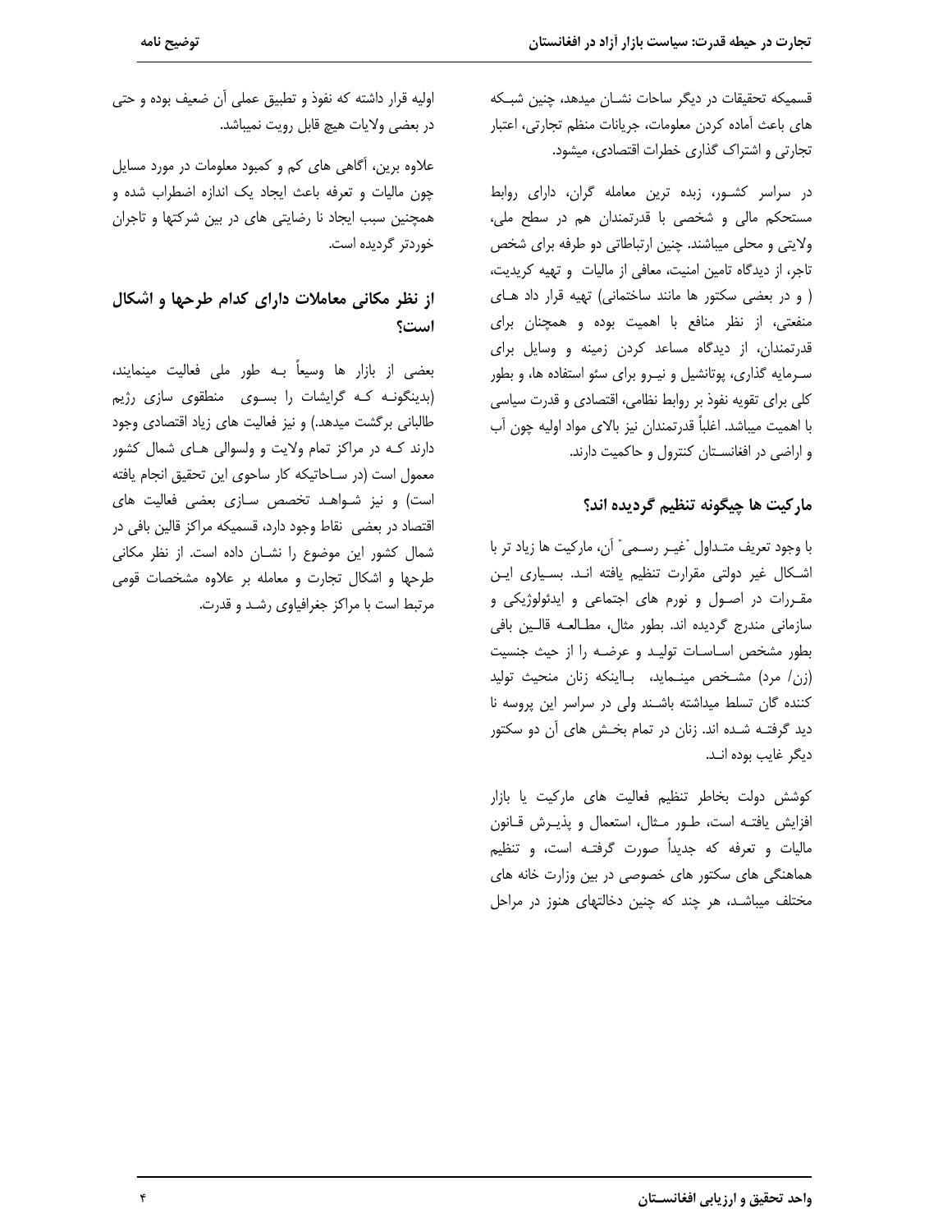قسمیکه تحقیقات در دیگر ساحات نشـان میدهد، چنین شبـکه های باعث آماده کردن معلومات، جریانات منظم تجارتی، اعتبار تجارتی و اشتراک گذاری خطرات اقتصادی، میشود.

در سراسر کشـور، زبده ترین معامله گران، دارای روابط مستحکم مالی و شخصی با قدرتمندان هم در سطح ملی، ولایتی و محلی میباشند. چنین ارتباطاتی دو طرفه برای شخص تاجر، از دیدگاه تامین امنیت، معافی از مالیات و تهیه کریدیت، ( و در بعضی سکتور ها مانند ساختمانی) تهیه قرار داد هـای منفعتی، از نظر منافع با اهمیت بوده و همچنان برای قدرتمندان، از دیدگاه مساعد کردن زمینه و وسایل برای سـرمایه گذاری، پوتانشیل و نیـرو برای سؤ استفاده ها، و بطور کلی برای تقویه نفوذ بر روابط نظامی، اقتصادی و قدرت سیاسی با اهمیت میباشد. اغلباً قدرتمندان نیز بالای مواد اولیه چون آب و اراضی در افغانسـتان کنترول و حاکمیت دارند.

## مارکیت ها چیگونه تنظیم گردیده اند؟

با وجود تعریف متـداول "غیـر رسـمی" آن، مارکیت ها زیاد تر با اشـکال غیر دولتی مقرارت تنظیم یافته انـد. بسـیاری ایـن مقـررات در اصـول و نورم های اجتماعی و ایدئولوژیکی و سازمانی مندرج گردیده اند. بطور مثال، مطـالعـه قالـین بافی بطور مشخص اسـاسـات تولیـد و عرضـه را از حیث جنسیت (زن/ مرد) مشـخص مینـماید، بـااینکه زنان منحیث تولید کننده گان تسلط میداشته باشـند ولی در سراسر این پروسه نا دید گرفتـه شـده اند. زنان در تمام بخـش های آن دو سکتور دیگر غایب بوده انـد.

کوشش دولت بخاطر تنظیم فعالیت های مارکیت یا بازار افزایش یافتـه است، طـور مـثال، استعمال و پذیـرش قـانون مالیات و تعرفه که جدیداً صورت گرفتـه است، و تنظیم هماهنگی های سکتور های خصوصی در بین وزارت خانه های مختلف میباشـد، هر چند که چنین دخالتهای هنوز در مراحل اولیه قرار داشته که نفوذ و تطبیق عملی آن ضعیف بوده و حتی در بعضی ولایات هیچ قابل رویت نمیباشد.

علاوه برین، آگاهی های کم و کمبود معلومات در مورد مسایل چون مالیات و تعرفه باعث ایجاد یک اندازه اضطراب شده و همچنین سبب ایجاد نا رضایتی های در بین شرکتها و تاجران خوردتر گردیده است.

## از نظر مکانی معاملات دارای کدام طرحها و اشکال است؟

بعضی از بازار ها وسیعاً بـه طور ملی فعالیت مینمایند، (بدینگونـه کـه گرایشات را بسـوی منطقوی سازی رژیم طالبانی برگشت میدهد.) و نیز فعالیت های زیاد اقتصادی وجود دارند کـه در مراکز تمام ولایت و ولسوالی هـای شمال کشور معمول است (در سـاحاتیکه کار ساحوی این تحقیق انجام یافته است) و نیز شـواهـد تخصص سـازی بعضی فعالیت های اقتصاد در بعضی نقاط وجود دارد، قسمیکه مراکز قالین بافی در شمال کشور این موضوع را نشـان داده است. از نظر مکانی طرحها و اشکال تجارت و معامله بر علاوه مشخصات قومی مرتبط است با مراکز جغرافیاوی رشـد و قدرت.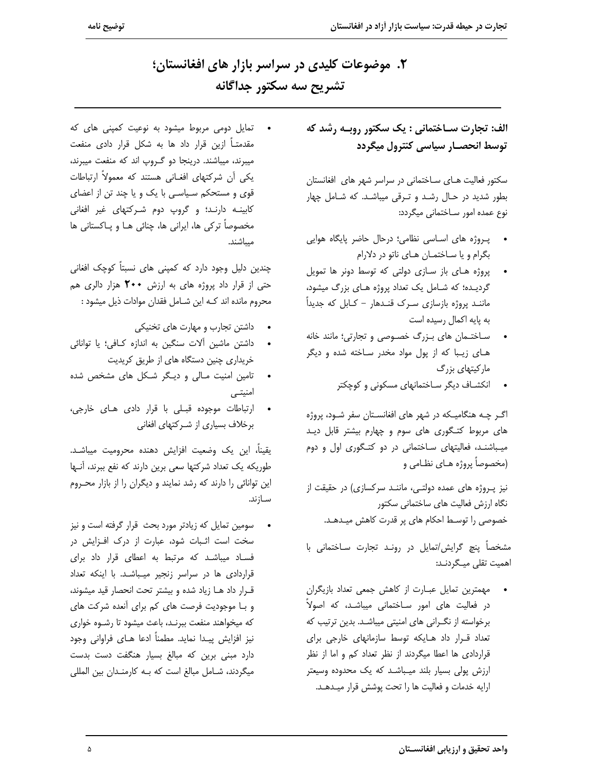# ۲. موضوعات کلیدی در سراسر بازار های افغانستان؛ تشریح سه سکتور جداگانه

### الف: تجارت ساختمانی : یک سکتور روبه رشد که توسط انحصار سیاسی کنترول میگردد

سکتور فعالیت های ساختمانی در سراسر شهر های افغانستان بطور شدید در حال رشد و ترقی میباشد. که شامل چهار نوع عمده امور ساختمانی میگردد:

- پروژه های اساسی نظامی؛ درحال حاضر پایگاه هوایی بگرام و یا ساختمان های ناتو در دلارام
- پروژه های باز سازی دولتی که توسط دونر ها تمویل گردیده؛ که شامل یک تعداد پروژه های بزرگ میشود، مانند پروژه بازسازی سرک قندهار – کابل که جدیداً به پایه اکمال رسیده است
- ساختمان های بزرگ خصوصی و تجارتی؛ مانند خانه های زیبا که از پول مواد مخدر ساخته شده و دیگر مارکیتهای بزرگ
- انکشاف دیگر ساختمانهای مسکونی و کوچکتر

اگر چه هنگامیکه در شهر های افغانستان سفر شود، پروژه های مربوط کتگوری های سوم و چهارم بیشتر قابل دید میباشند، فعالیتهای ساختمانی در دو کتگوری اول و دوم (مخصوصاً پروژه های نظامی و

نیز پروژه های عمده دولتی، مانند سرکسازی) در حقیقت از نگاه ارزش فعالیت های ساختمانی سکتور خصوصی را توسط احکام های پر قدرت کاهش میدهد.

مشخصاً پنج گرایش/تمایل در روند تجارت ساختمانی با اهمیت تلقی میگردند:

- مهمترین تمایل عبارت از کاهش جمعی تعداد بازیگران در فعالیت های امور ساختمانی میباشد، که اصولاً برخواسته از نگرانی های امنیتی میباشد. بدین ترتیب که تعداد قرار داد هایکه توسط سازمانهای خارجی برای قراردادی ها اعطا میگردند از نظر تعداد کم و اما از نظر ارزش پولی بسیار بلند میباشد که یک محدوده وسیعتر ارایه خدمات و فعالیت ها را تحت پوشش قرار میدهد.
- تمایل دومی مربوط میشود به نوعیت کمپنی های که مقدمتاً ازین قرار داد ها به شکل قرار دادی منفعت میبرند، میباشند. درینجا دو گروپ اند که منفعت میبرند، یکی آن شرکتهای افغانی هستند که معمولاً ارتباطات قوی و مستحکم سیاسی با یک و یا چند تن از اعضای کابینه دارند؛ و گروپ دوم شرکتهای غیر افغانی مخصوصاً ترکی ها، ایرانی ها، چنائی ها و پاکستانی ها میباشند.

چندین دلیل وجود دارد که کمپنی های نسبتاً کوچک افغانی حتی از قرار داد پروژه های به ارزش **۲۰۰** هزار دالری هم محروم مانده اند که این شامل فقدان موادات ذیل میشود :

- داشتن تجارب و مهارت های تخنیکی
- داشتن ماشین آلات سنگین به اندازه کافی؛ یا توانائی خریداری چنین دستگاه های از طریق کریدیت
- تامین امنیت مالی و دیگر شکل های مشخص شده امنیتی
- ارتباطات موجوده قبلی با قرار دادی های خارجی، برخلاف بسیاری از شرکتهای افغانی

یقیناً، این یک وضعیت افزایش دهنده محرومیت میباشد. طوریکه یک تعداد شرکتها سعی برین دارند که نفع ببرند، آنها این توانائی را دارند که رشد نمایند و دیگران را از بازار محروم سازند.

- سومین تمایل که زیادتر مورد بحث قرار گرفته است و نیز سخت است اثبات شود، عبارت از درک افزایش در فساد میباشد که مرتبط به اعطای قرار داد برای قراردادی ها در سراسر زنجیر میباشد. با اینکه تعداد قرار داد ها زیاد شده و بیشتر تحت انحصار قید میشوند، و با موجودیت فرصت های کم برای آنعده شرکت های که میخواهند منفعت ببرند، باعث میشود تا رشوه خواری نیز افزایش پیدا نماید. مطمئناً ادعا های فراوانی وجود دارد مبنی برین که مبالغ بسیار هنگفت دست بدست میگردند، شامل مبالغ است که به کارمندان بین المللی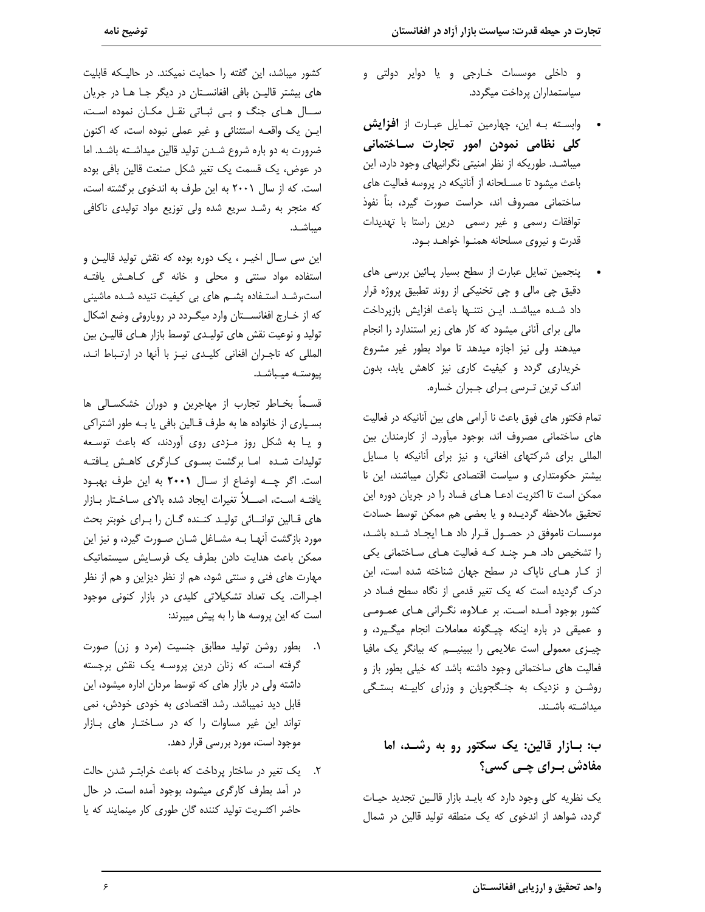و داخلی موسسات خارجی و یا دوایر دولتی و سیاستمداران پرداخت میگردد.

- وابسته به این، چهارمین تمایل عبارت از **افزایش کلی نظامی نمودن امور تجارت ساختمانی** میباشد. طوریکه از نظر امنیتی نگرانیهای وجود دارد، این باعث میشود تا مسلحانه از آنانیکه در پروسه فعالیت های ساختمانی مصروف اند، حراست صورت گیرد، بناً نفوذ توافقات رسمی و غیر رسمی درین راستا با تهدیدات قدرت و نیروی مسلحانه همنوا خواهد بود.
- پنجمین تمایل عبارت از سطح بسیار پائین بررسی های دقیق چی مالی و چی تخنیکی از روند تطبیق پروژه قرار داد شده میباشد. این نتنها باعث افزایش بازپرداخت مالی برای آنانی میشود که کار های زیر استندارد را انجام میدهند ولی نیز اجازه میدهد تا مواد بطور غیر مشروع خریداری گردد و کیفیت کاری نیز کاهش یابد، بدون اندک ترین ترسی برای جبران خساره.

تمام فکتور های فوق باعث نا آرامی های بین آنانیکه در فعالیت های ساختمانی مصروف اند، بوجود میآورد. از کارمندان بین المللی برای شرکتهای افغانی، و نیز برای آنانیکه با مسایل بیشتر حکومتداری و سیاست اقتصادی نگران میباشند، این نا ممکن است تا اکثریت ادعا های فساد را در جریان دوره این تحقیق ملاحظه گردیده و یا بعضی هم ممکن توسط حسادت موسسات ناموفق در حصول قرار داد ها ایجاد شده باشد، را تشخیص داد. هر چند که فعالیت های ساختمانی یکی از کار های ناپاک در سطح جهان شناخته شده است، این درک گردیده است که یک تغیر قدمی از نگاه سطح فساد در کشور بوجود آمده است. بر علاوه، نگرانی های عمومی و عمیقی در باره اینکه چیگونه معاملات انجام میگیرد، و چیزی معمولی است علایمی را ببینیم که بیانگر یک مافیا فعالیت های ساختمانی وجود داشته باشد که خیلی بطور باز و روشن و نزدیک به جنگجویان و وزرای کابینه بستگی میداشته باشند.

## ب: بازار قالین: یک سکتور رو به رشد، اما مفادش برای چی کسی؟

یک نظریه کلی وجود دارد که باید بازار قالین تجدید حیات گردد، شواهد از اندخوی که یک منطقه تولید قالین در شمال کشور میباشد، این گفته را حمایت نمیکند. در حالیکه قابلیت های بیشتر قالین بافی افغانستان در دیگر جا ها در جریان سال های جنگ و بی ثباتی نقل مکان نموده است، این یک واقعه استثنائی و غیر عملی نبوده است، که اکنون ضرورت به دو باره شروع شدن تولید قالین میداشته باشد. اما در عوض، یک قسمت یک تغیر شکل صنعت قالین بافی بوده است. که از سال ۲۰۰۱ به این طرف به اندخوی برگشته است، که منجر به رشد سریع شده ولی توزیع مواد تولیدی ناکافی میباشد.

این سی سال اخیر ، یک دوره بوده که نقش تولید قالین و استفاده مواد سنتی و محلی و خانه گی کاهش یافته است،رشد استفاده پشم های بی کیفیت تنیده شده ماشینی که از خارج افغانستان وارد میگردد در رویاروئی وضع اشکال تولید و نوعیت نقش های تولیدی توسط بازار های قالین بین المللی که تاجران افغانی کلیدی نیز با آنها در ارتباط اند، پیوسته میباشد.

قسماً بخاطر تجارب از مهاجرین و دوران خشکسالی ها بسیاری از خانواده ها به طرف قالین بافی یا به طور اشتراکی و یا به شکل روز مزدی روی آوردند، که باعث توسعه تولیدات شده اما برگشت بسوی کارگری کاهش یافته است. اگر چه اوضاع از سال **۲۰۰۱** به این طرف بهبود یافته است، اصلاً تغیرات ایجاد شده بالای ساختار بازار های قالین توانائی تولید کننده گان را برای خوبتر بحث مورد بازگشت آنها به مشاغل شان صورت گیرد، و نیز این ممکن باعث هدایت دادن بطرف یک فرسایش سیستماتیک مهارت های فنی و سنتی شود، هم از نظر دیزاین و هم از نظر اجراات. یک تعداد تشکیلاتی کلیدی در بازار کنونی موجود است که این پروسه ها را به پیش میبرند:

۱. بطور روشن تولید مطابق جنسیت (مرد و زن) صورت گرفته است، که زنان درین پروسه یک نقش برجسته داشته ولی در بازار های که توسط مردان اداره میشود، این قابل دید نمیباشد. رشد اقتصادی به خودی خودش، نمی تواند این غیر مساوات را که در ساختار های بازار موجود است، مورد بررسی قرار دهد.

۲. یک تغیر در ساختار پرداخت که باعث خرابتر شدن حالت در آمد بطرف کارگری میشود، بوجود آمده است. در حال حاضر اکثریت تولید کننده گان طوری کار مینمایند که یا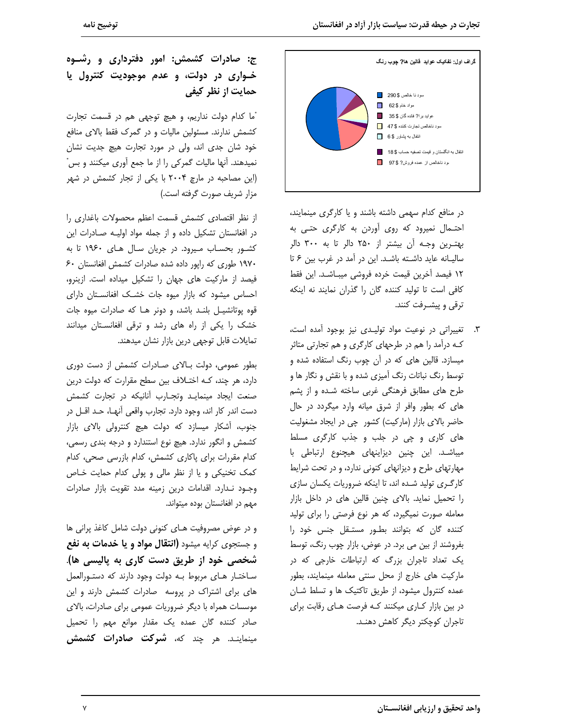گراف اول: تفکیک عواید قالین ها؟ چوب رنگ

- سود نا خالص $ 290
- مواد خام $ 62
- عواید برا؟ فاده گان $ 35
- سود ناخالص تجارت کننده $ 47
- انتقال به پشاور $ 6
- انتقال به انگلستان و قیمت تصفیه حساب $ 18
- ود ناخالص از عمده فروش؟ $ 97

در منافع کدام سهمی داشته باشند و یا کارگری مینمایند، احتمال نمیرود که روی آوردن به کارگری حتی به بهترین وجه آن بیشتر از ۲۵۰ دالر تا به ۳۰۰ دالر سالیانه عاید داشته باشد. این در آمد در غرب بین ۶ تا ۱۲ فیصد آخرین قیمت خرده فروشی میباشد. این فقط کافی است تا تولید کننده گان را گذران نمایند نه اینکه ترقی و پیشرفت کنند.

۳. تغییراتی در نوعیت مواد تولیدی نیز بوجود آمده است، که درآمد را هم در طرحهای کارگری و هم تجارتی متاثر میسازد. قالین های که در آن چوب رنگ استفاده شده و توسط رنگ نباتات رنگ آمیزی شده و با نقش و نگار ها و طرح های مطابق فرهنگی غربی ساخته شده و از پشم های که بطور وافر از شرق میانه وارد میگردد در حال حاضر بالای بازار (مارکیت) کشور چی در ایجاد مشغولیت های کاری و چی در جلب و جذب کارگری مسلط میباشد. این چنین دیزاینهای هیچنوع ارتباطی با مهارتهای طرح و دیزانهای کنونی ندارد، و در تحت شرایط کارگری تولید شده اند، تا اینکه ضروریات یکسان سازی را تحمیل نماید. بالای چنین قالین های در داخل بازار معامله صورت نمیگیرد، که هر نوع فرصتی را برای تولید کننده گان که بتوانند بطور مستقل جنس خود را بفروشند از بین می برد. در عوض، بازار چوب رنگ، توسط یک تعداد تاجران بزرگ که ارتباطات خارجی که در مارکیت های خارج از محل سنتی معامله مینمایند، بطور عمده کنترول میشود، از طریق تاکتیک ها و تسلط شان در بین بازار کاری میکنند که فرصت های رقابت برای تاجران کوچکتر دیگر کاهش دهند.

## ج: صادرات کشمش: امور دفترداری و رشوه خواری در دولت، و عدم موجودیت کنترول یا حمایت از نظر کیفی

"ما کدام دولت نداریم، و هیچ توجهی هم در قسمت تجارت کشمش ندارند. مسئولین مالیات و در گمرک فقط بالای منافع خود شان جدی اند، ولی در مورد تجارت هیچ جدیت نشان نمیدهند. آنها مالیات گمرکی را از ما جمع آوری میکنند و بس" (این مصاحبه در مارچ ۲۰۰۴ با یکی از تجار کشمش در شهر مزار شریف صورت گرفته است.)

از نظر اقتصادی کشمش قسمت اعظم محصولات باغداری را در افغانستان تشکیل داده و از جمله مواد اولیه صادرات این کشور بحساب میرود. در جریان سال های ۱۹۶۰ تا به ۱۹۷۰ طوری که راپور داده شده صادرات کشمش افغانستان ۶۰ فیصد از مارکیت های جهان را تشکیل میداده است. ازینرو، احساس میشود که بازار میوه جات خشک افغانستان دارای قوه پوتانشیل بلند باشد، و دونر ها که صادرات میوه جات خشک را یکی از راه های رشد و ترقی افغانستان میدانند تمایلات قابل توجهی درین بازار نشان میدهند.

بطور عمومی، دولت بالای صادرات کشمش از دست دوری دارد، هر چند، که اختلاف بین سطح مقرارت که دولت درین صنعت ایجاد مینماید وتجارب آنانیکه در تجارت کشمش دست اندر کار اند، وجود دارد. تجارب واقعی آنها، حد اقل در جنوب، آشکار میسازد که دولت هیچ کنترولی بالای بازار کشمش و انگور ندارد. هیچ نوع استندارد و درجه بندی رسمی، کدام مقررات برای پاکاری کشمش، کدام بازرسی صحی، کدام کمک تخنیکی و یا از نظر مالی و پولی کدام حمایت خاص وجود ندارد. اقدامات درین زمینه مدد تقویت بازار صادرات مهم در افغانستان بوده میتواند.

و در عوض مصروفیت های کنونی دولت شامل کاغذ پرانی ها و جستجوی کرایه میشود **(انتقال مواد و یا خدمات به نفع شخصی خود از طریق دست کاری به پالیسی ها)**. ساختار های مربوط به دولت وجود دارند که دستورالعمل های برای اشتراک در پروسه صادرات کشمش دارند و این موسسات همراه با دیگر ضروریات عمومی برای صادرات، بالای صادر کننده گان عمده یک مقدار موانع مهم را تحمیل مینمایند. هر چند که، **شرکت صادرات کشمش**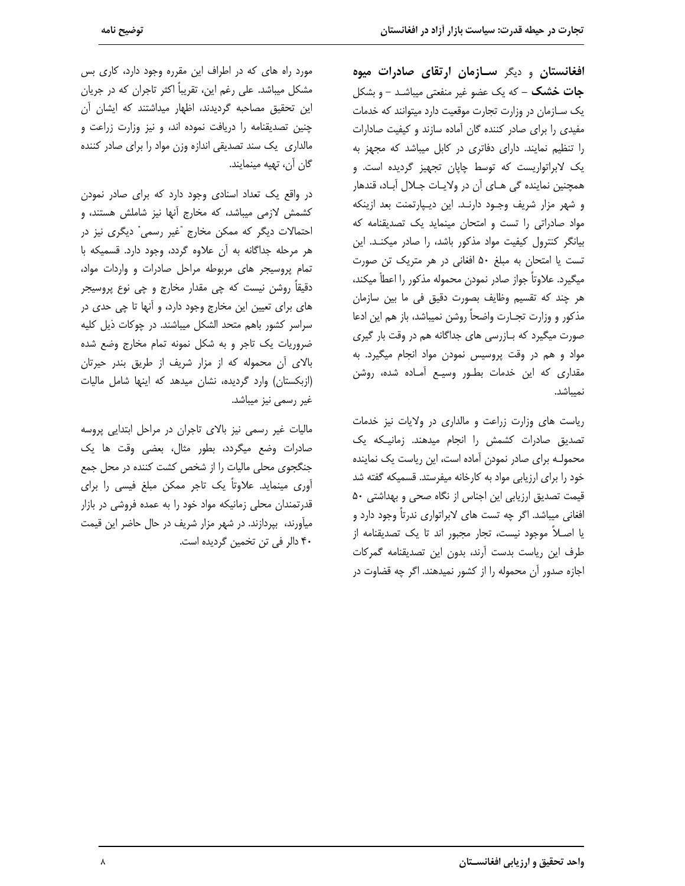**افغانستان** و دیگر **سازمان ارتقای صادرات میوه جات خشک** – که یک عضو غیر منفعتی میباشد – و بشکل یک سازمان در وزارت تجارت موقعیت دارد میتوانند که خدمات مفیدی را برای صادر کننده گان آماده سازند و کیفیت صادارات را تنظیم نمایند. دارای دفاتری در کابل میباشد که مجهز به یک لابراتواریست که توسط چاپان تجهیز گردیده است. و همچنین نماینده گی هـای آن در ولایـات جـلال آبـاد، قندهار و شهر مزار شریف وجـود دارنـد. این دیـپارتمنت بعد ازینکه مواد صادراتی را تست و امتحان مینماید یک تصدیقنامه که بیانگر کنترول کیفیت مواد مذکور باشد، را صادر میکنـد. این تست یا امتحان به مبلغ ۵۰ افغانی در هر متریک تن صورت میگیرد. علاوتاً جواز صادر نمودن محموله مذکور را اعطا میکند، هر چند که تقسیم وظایف بصورت دقیق فی ما بین سازمان مذکور و وزارت تجـارت واضحاً روشن نمیباشد، باز هم این ادعا صورت میگیرد که بـازرسی های جداگانه هم در وقت بار گیری مواد و هم در وقت پروسیس نمودن مواد انجام میگیرد. به مقداری که این خدمات بطـور وسیـع آمـاده شده، روشن نمیباشد.

ریاست های وزارت زراعت و مالداری در ولایات نیز خدمات تصدیق صادرات کشمش را انجام میدهند. زمانیـکه یک محمولـه برای صادر نمودن آماده است، این ریاست یک نماینده خود را برای ارزیابی مواد به کارخانه میفرستد. قسمیکه گفته شد قیمت تصدیق ارزیابی این اجناس از نگاه صحی و بهداشتی ۵۰ افغانی میباشد. اگر چه تست های لابراتواری ندرتاً وجود دارد و یا اصـلاً موجود نیست، تجار مجبور اند تا یک تصدیقنامه از طرف این ریاست بدست آرند، بدون این تصدیقنامه گمرکات اجازه صدور آن محموله را از کشور نمیدهند. اگر چه قضاوت در مورد راه های که در اطراف این مقرره وجود دارد، کاری بس مشکل میباشد. علی رغم این، تقریباً اکثر تاجران که در جریان این تحقیق مصاحبه گردیدند، اظهار میداشتند که ایشان آن چنین تصدیقنامه را دریافت نموده اند، و نیز وزارت زراعت و مالداری یک سند تصدیقی اندازه وزن مواد را برای صادر کننده گان آن، تهیه مینمایند.

در واقع یک تعداد اسنادی وجود دارد که برای صادر نمودن کشمش لازمی میباشد، که مخارج آنها نیز شاملش هستند، و احتمالات دیگر که ممکن مخارج "غیر رسمی" دیگری نیز در هر مرحله جداگانه به آن علاوه گردد، وجود دارد. قسمیکه با تمام پروسیجر های مربوطه مراحل صادرات و واردات مواد، دقیقاً روشن نیست که چی مقدار مخارج و چی نوع پروسیجر های برای تعیین این مخارج وجود دارد، و آنها تا چی حدی در سراسر کشور باهم متحد الشکل میباشند. در چوکات ذیل کلیه ضروریات یک تاجر و به شکل نمونه تمام مخارج وضع شده بالای آن محموله که از مزار شریف از طریق بندر حیرتان (ازبکستان) وارد گردیده، نشان میدهد که اینها شامل مالیات غیر رسمی نیز میباشد.

مالیات غیر رسمی نیز بالای تاجران در مراحل ابتدایی پروسه صادرات وضع میگردد، بطور مثال، بعضی وقت ها یک جنگجوی محلی مالیات را از شخص کشت کننده در محل جمع آوری مینماید. علاوتاً یک تاجر ممکن مبلغ فیسی را برای قدرتمندان محلی زمانیکه مواد خود را به عمده فروشی در بازار میآورند، بپردازند. در شهر مزار شریف در حال حاضر این قیمت ۴۰ دالر فی تن تخمین گردیده است.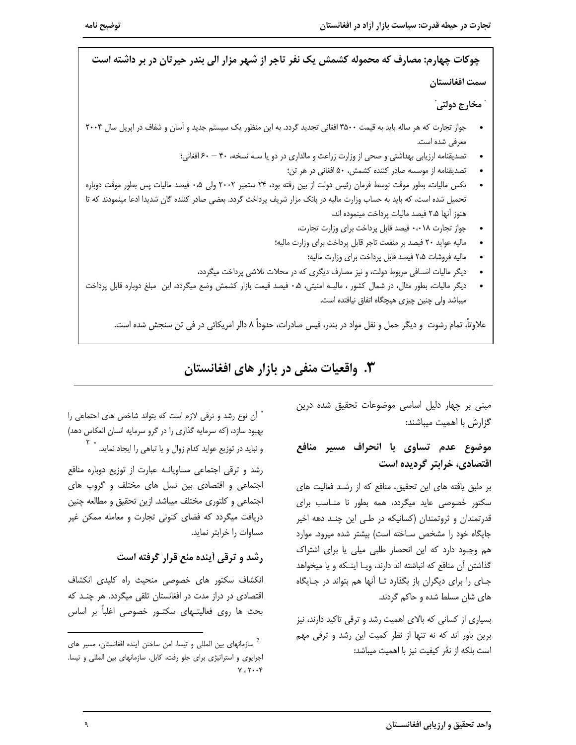**چوکات چهارم: مصارف که محموله کشمش یک نفر تاجر از شهر مزار الی بندر حیرتان در بر داشته است**

**سمت افغانستان**

**" مخارج دولتی"**

- جواز تجارت که هر ساله باید به قیمت ۳۵۰۰ افغانی تجدید گردد. به این منظور یک سیستم جدید و آسان و شفاف در اپریل سال ۲۰۰۴ معرفی شده است.
- تصدیقنامه ارزیابی بهداشتی و صحی از وزارت زراعت و مالداری در دو یا سه نسخه، ۴۰ – ۶۰ افغانی؛
- تصدیقنامه از موسسه صادر کننده کشمش، ۵۰ افغانی در هر تن؛
- تکس مالیات، بطور موقت توسط فرمان رئیس دولت از بین رفته بود، ۲۴ ستمبر ۲۰۰۲ ولی ۰،۵ فیصد مالیات پس بطور موقت دوباره تحمیل شده است، که باید به حساب وزارت مالیه در بانک مزار شریف پرداخت گردد. بعضی صادر کننده گان شدیدا ادعا مینمودند که تا هنوز آنها ۲،۵ فیصد مالیات پرداخت مینموده اند،
- جواز تجارت ۰،۰۱۸ فیصد قابل پرداخت برای وزارت تجارت،
- مالیه عواید ۲۰ فیصد بر منفعت تاجر قابل پرداخت برای وزارت مالیه؛
- مالیه فروشات ۲،۵ فیصد قابل پرداخت برای وزارت مالیه؛
- دیگر مالیات اضافی مربوط دولت، و نیز مصارف دیگری که در محلات تلاشی پرداخت میگردد،
- دیگر مالیات، بطور مثال، در شمال کشور ، مالیه امنیتی، ۰،۵ فیصد قیمت بازار کشمش وضع میگردد، این مبلغ دوباره قابل پرداخت میباشد ولی چنین چیزی هیچگاه اتفاق نیافتده است.

علاوتاً، تمام رشوت و دیگر حمل و نقل مواد در بندر، فیس صادرات، حدوداً ۸ دالر امریکائی در فی تن سنجش شده است.

# ۳. واقعیات منفی در بازار های افغانستان

مبنی بر چهار دلیل اساسی موضوعات تحقیق شده درین گزارش با اهمیت میباشند:

## موضوع عدم تساوی با انحراف مسیر منافع اقتصادی، خرابتر گردیده است

بر طبق یافته های این تحقیق، منافع که از رشد فعالیت های سکتور خصوصی عاید میگردد، همه بطور نا مناسب برای قدرتمندان و ثروتمندان (کسانیکه در طی این چند دهه اخیر جایگاه خود را مشخص ساخته است) بیشتر شده میرود. موارد هم وجود دارد که این انحصار طلبی میلی یا برای اشتراک گذاشتن آن منافع که انباشته اند دارند، ویا اینکه و یا میخواهد جای را برای دیگران باز بگذارد تا آنها هم بتواند در جایگاه های شان مسلط شده و حاکم گردند.

بسیاری از کسانی که بالای اهمیت رشد و ترقی تاکید دارند، نیز برین باور اند که نه تنها از نظر کمیت این رشد و ترقی مهم است بلکه از نظر کیفیت نیز با اهمیت میباشد:

" آن نوع رشد و ترقی لازم است که بتواند شاخص های احتماعی را بهبود سازد، (که سرمایه گذاری را در گرو سرمایه انسان انعکاس دهد) و نباید در توزیع عواید کدام زوال و یا تباهی را ایجاد نماید. " [۲]

رشد و ترقی اجتماعی مساویانه عبارت از توزیع دوباره منافع اجتماعی و اقتصادی بین نسل های مختلف و گروپ های اجتماعی و کلتوری مختلف میباشد. ازین تحقیق و مطالعه چنین دریافت میگردد که فضای کنونی تجارت و معامله ممکن غیر مساوات را خرابتر نماید.

## رشد و ترقی آینده منع قرار گرفته است

انکشاف سکتور های خصوصی منحیث راه کلیدی انکشاف اقتصادی در دراز مدت در افغانستان تلقی میگردد. هر چند که بحث ها روی فعالیتهای سکتور خصوصی اغلباً بر اساس

---

[2] سازمانهای بین المللی و تیسا. امن ساختن آینده افغانستان، مسیر های اجرایوی و استراتیژی برای جلو رفت، کابل. سازمانهای بین المللی و تیسا. ۲۰۰۴ ،۷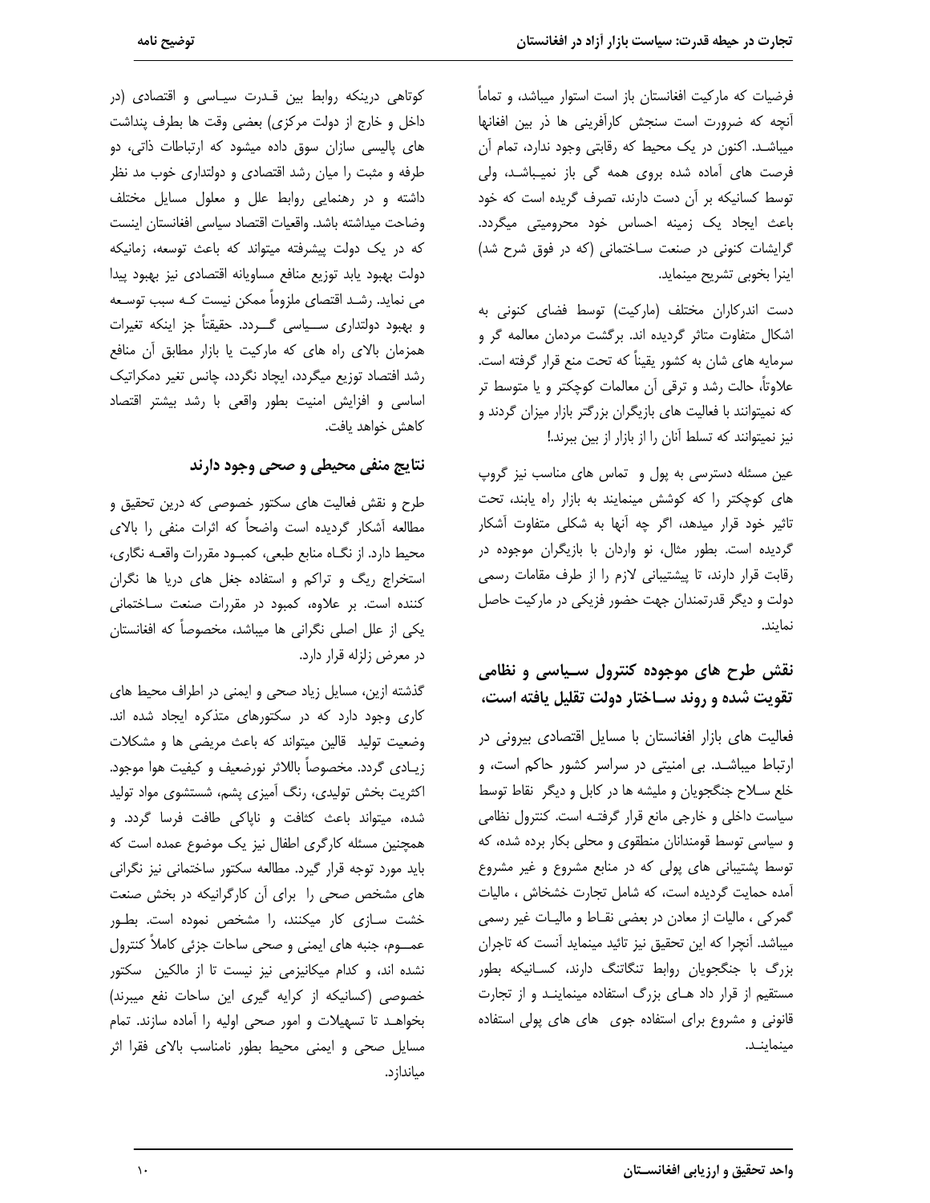فرضیات که مارکیت افغانستان باز است استوار میباشد، و تماماً آنچه که ضرورت است سنجش کارآفرینی ها ذر بین افغانها میباشد. اکنون در یک محیط که رقابتی وجود ندارد، تمام آن فرصت های آماده شده بروی همه گی باز نمیباشد، ولی توسط کسانیکه بر آن دست دارند، تصرف گریده است که خود باعث ایجاد یک زمینه احساس خود محرومیتی میگردد. گرایشات کنونی در صنعت ساختمانی (که در فوق شرح شد) اینرا بخوبی تشریح مینماید.

دست اندرکاران مختلف (مارکیت) توسط فضای کنونی به اشکال متفاوت متاثر گردیده اند. برگشت مردمان معالمه گر و سرمایه های شان به کشور یقیناً که تحت منع قرار گرفته است. علاوتاً، حالت رشد و ترقی آن معالمات کوچکتر و یا متوسط تر که نمیتوانند با فعالیت های بازیگران بزرگتر بازار میزان گردند و نیز نمیتوانند که تسلط آنان را از بازار از بین ببرند.!

عین مسئله دسترسی به پول و تماس های مناسب نیز گروپ های کوچکتر را که کوشش مینمایند به بازار راه یابند، تحت تاثیر خود قرار میدهد، اگر چه آنها به شکلی متفاوت آشکار گردیده است. بطور مثال، نو واردان با بازیگران موجوده در رقابت قرار دارند، تا پیشتیبانی لازم را از طرف مقامات رسمی دولت و دیگر قدرتمندان جهت حضور فزیکی در مارکیت حاصل نمایند.

## نقش طرح های موجوده کنترول سیاسی و نظامی تقویت شده و روند ساختار دولت تقلیل یافته است،

فعالیت های بازار افغانستان با مسایل اقتصادی بیرونی در ارتباط میباشد. بی امنیتی در سراسر کشور حاکم است، و خلع سلاح جنگجویان و ملیشه ها در کابل و دیگر نقاط توسط سیاست داخلی و خارجی مانع قرار گرفته است. کنترول نظامی و سیاسی توسط قومندانان منطقوی و محلی بکار برده شده، که توسط پشتیبانی های پولی که در منابع مشروع و غیر مشروع آمده حمایت گردیده است، که شامل تجارت خشخاش ، مالیات گمرکی ، مالیات از معادن در بعضی نقاط و مالیات غیر رسمی میباشد. آنچرا که این تحقیق نیز تائید مینماید آنست که تاجران بزرگ با جنگجویان روابط تنگاتنگ دارند، کسانیکه بطور مستقیم از قرار داد های بزرگ استفاده مینمایند و از تجارت قانونی و مشروع برای استفاده جوی های های پولی استفاده مینمایند.

کوتاهی درینکه روابط بین قدرت سیاسی و اقتصادی (در داخل و خارج از دولت مرکزی) بعضی وقت ها بطرف پنداشت های پالیسی سازان سوق داده میشود که ارتباطات ذاتی، دو طرفه و مثبت را میان رشد اقتصادی و دولتداری خوب مد نظر داشته و در رهنمایی روابط علل و معلول مسایل مختلف وضاحت میداشته باشد. واقعیات اقتصاد سیاسی افغانستان اینست که در یک دولت پیشرفته میتواند که باعث توسعه، زمانیکه دولت بهبود یابد توزیع منافع مساویانه اقتصادی نیز بهبود پیدا می نماید. رشد اقتصای ملزوماً ممکن نیست کـه سبب توسعه و بهبود دولتداری سیاسی گـردد. حقیقتاً جز اینکه تغیرات همزمان بالای راه های که مارکیت یا بازار مطابق آن منافع رشد اقتصاد توزیع میگردد، ایجاد نگردد، چانس تغیر دمکراتیک اساسی و افزایش امنیت بطور واقعی با رشد بیشتر اقتصاد کاهش خواهد یافت.

### نتایج منفی محیطی و صحی وجود دارند

طرح و نقش فعالیت های سکتور خصوصی که درین تحقیق و مطالعه آشکار گردیده است واضحاً که اثرات منفی را بالای محیط دارد. از نگاه منابع طبعی، کمبود مقررات واقعه نگاری، استخراج ریگ و تراکم و استفاده جغل های دریا ها نگران کننده است. بر علاوه، کمبود در مقررات صنعت ساختمانی یکی از علل اصلی نگرانی ها میباشد، مخصوصاً که افغانستان در معرض زلزله قرار دارد.

گذشته ازین، مسایل زیاد صحی و ایمنی در اطراف محیط های کاری وجود دارد که در سکتورهای متذکره ایجاد شده اند. وضعیت تولید قالین میتواند که باعث مریضی ها و مشکلات زیادی گردد. مخصوصاً بالاثر نورضعیف و کیفیت هوا موجود. اکثریت بخش تولیدی، رنگ آمیزی پشم، شستشوی مواد تولید شده، میتواند باعث کثافت و ناپاکی طافت فرسا گردد. و همچنین مسئله کارگری اطفال نیز یک موضوع عمده است که باید مورد توجه قرار گیرد. مطالعه سکتور ساختمانی نیز نگرانی های مشخص صحی را برای آن کارگرانیکه در بخش صنعت خشت سازی کار میکنند، را مشخص نموده است. بطـور عمـوم، جنبه های ایمنی و صحی ساحات جزئی کاملاً کنترول نشده اند، و کدام میکانیزمی نیز نیست تا از مالکین سکتور خصوصی (کسانیکه از کرایه گیری این ساحات نفع میبرند) بخواهد تا تسهیلات و امور صحی اولیه را آماده سازند. تمام مسایل صحی و ایمنی محیط بطور نامناسب بالای فقرا اثر میاندازد.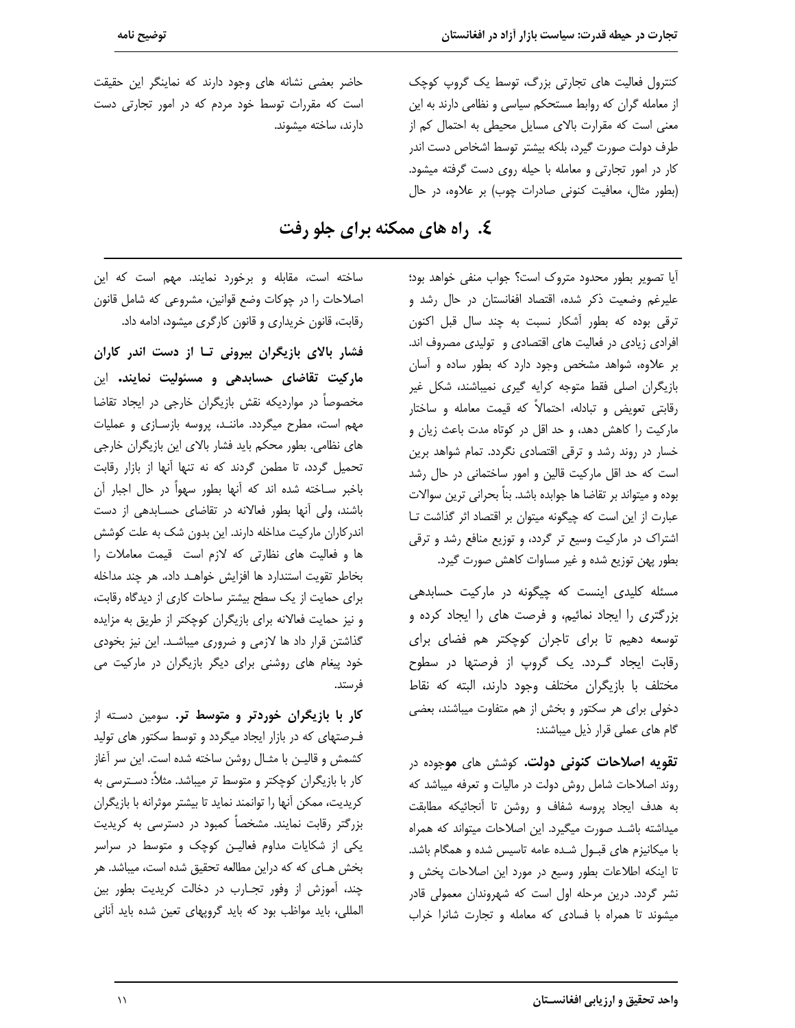کنترول فعالیت های تجارتی بزرگ، توسط یک گروپ کوچک از معامله گران که روابط مستحکم سیاسی و نظامی دارند به این معنی است که مقررات بالای مسایل محیطی به احتمال کم از طرف دولت صورت گیرد، بلکه بیشتر توسط اشخاص دست اندر کار در امور تجارتی و معامله با حیله روی دست گرفته میشود. (بطور مثال، معافیت کنونی صادرات چوب) بر علاوه، در حال حاضر بعضی نشانه های وجود دارند که نماینگر این حقیقت است که مقررات توسط خود مردم که در امور تجارتی دست دارند، ساخته میشوند.

## ٤. راه های ممکنه برای جلو رفت

آیا تصویر بطور محدود متروک است؟ جواب منفی خواهد بود؛ علیرغم وضعیت ذکر شده، اقتصاد افغانستان در حال رشد و ترقی بوده که بطور آشکار نسبت به چند سال قبل اکنون افرادی زیادی در فعالیت های اقتصادی و تولیدی مصروف اند. بر علاوه، شواهد مشخص وجود دارد که بطور ساده و آسان بازیگران اصلی فقط متوجه کرایه گیری نمیباشند، شکل غیر رقابتی تعویض و تبادله، احتمالاً که قیمت معامله و ساختار مارکیت را کاهش دهد، و حد اقل در کوتاه مدت باعث زیان و خسار در روند رشد و ترقی اقتصادی نگردد. تمام شواهد برین است که حد اقل مارکیت قالین و امور ساختمانی در حال رشد بوده و میتواند بر تقاضا ها جوابده باشد. بناً بحرانی ترین سوالات عبارت از این است که چیگونه میتوان بر اقتصاد اثر گذاشت تا اشتراک در مارکیت وسیع تر گردد، و توزیع منافع رشد و ترقی بطور پهن توزیع شده و غیر مساوات کاهش صورت گیرد.

مسئله کلیدی اینست که چیگونه در مارکیت حسابدهی بزرگتری را ایجاد نمائیم، و فرصت های را ایجاد کرده و توسعه دهیم تا برای تاجران کوچکتر هم فضای برای رقابت ایجاد گـردد. یک گروپ از فرصتها در سطوح مختلف با بازیگران مختلف وجود دارند، البته که نقاط دخولی برای هر سکتور و بخش از هم متفاوت میباشند، بعضی گام های عملی قرار ذیل میباشند:

**تقویه اصلاحات کنونی دولت.** کوشش های موجوده در روند اصلاحات شامل روش دولت در مالیات و تعرفه میباشد که به هدف ایجاد پروسه شفاف و روشن تا آنجائیکه مطابقت میداشته باشـد صورت میگیرد. این اصلاحات میتواند که همراه با میکانیزم های قبـول شـده عامه تاسیس شده و همگام باشد. تا اینکه اطلاعات بطور وسیع در مورد این اصلاحات پخش و نشر گردد. درین مرحله اول است که شهروندان معمولی قادر میشوند تا همراه با فسادی که معامله و تجارت شانرا خراب ساخته است، مقابله و برخورد نمایند. مهم است که این اصلاحات را در چوکات وضع قوانین، مشروعی که شامل قانون رقابت، قانون خریداری و قانون کارگری میشود، ادامه داد.

**فشار بالای بازیگران بیرونی تـا از دست اندر کاران مارکیت تقاضای حسابدهی و مسئولیت نمایند.** این مخصوصاً در مواردیکه نقش بازیگران خارجی در ایجاد تقاضا مهم است، مطرح میگردد.ماننـد، پروسه بازسـازی و عملیات های نظامی. بطور محکم باید فشار بالای این بازیگران خارجی تحمیل گردد، تا مطمن گردند که نه تنها آنها از بازار رقابت باخبر سـاخته شده اند که آنها بطور سهواً در حال اجبار آن باشند، ولی آنها بطور فعالانه در تقاضای حسـابدهی از دست اندرکاران مارکیت مداخله دارند. این بدون شک به علت کوشش ها و فعالیت های نظارتی که لازم است قیمت معاملات را بخاطر تقویت استندارد ها افزایش خواهـد داد، هر چند مداخله برای حمایت از یک سطح بیشتر ساحات کاری از دیدگاه رقابت، و نیز حمایت فعالانه برای بازیگران کوچکتر از طریق به مزایده گذاشتن قرار داد ها لازمی و ضروری میباشـد. این نیز بخودی خود پیغام های روشنی برای دیگر بازیگران در مارکیت می فرستد.

**کار با بازیگران خوردتر و متوسط تر.** سومین دسـته از فـرصتهای که در بازار ایجاد میگردد و توسط سکتور های تولید کشمش و قالیـن با مثـال روشن ساخته شده است. این سر آغاز کار با بازیگران کوچکتر و متوسط تر میباشد. مثلاً: دسـترسی به کریدیت، ممکن آنها را توانمند نماید تا بیشتر موثرانه با بازیگران بزرگتر رقابت نمایند. مشخصاً کمبود در دسترسی به کریدیت یکی از شکایات مداوم فعالیـن کوچک و متوسط در سراسر بخش هـای که که دراین مطالعه تحقیق شده است، میباشد. هر چند، آموزش از وفور تجـارب در دخالت کریدیت بطور بین المللی، باید مواظب بود که باید گروپهای تعین شده باید آنانی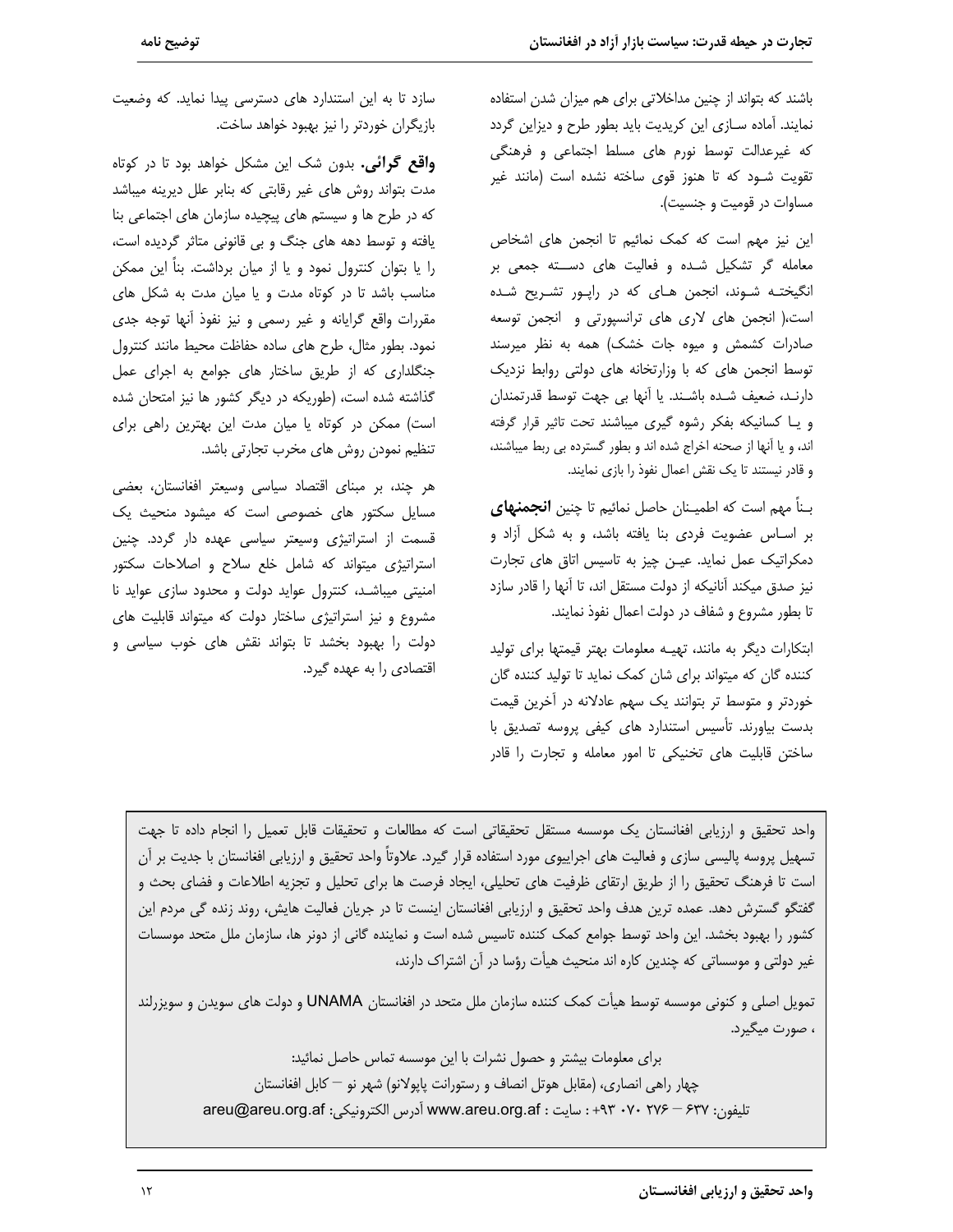باشند که بتواند از چنین مداخلاتی برای هم میزان شدن استفاده نمایند. آماده سازی این کریدیت باید بطور طرح و دیزاین گردد که غیرعدالت توسط نورم های مسلط اجتماعی و فرهنگی تقویت شود که تا هنوز قوی ساخته نشده است (مانند غیر مساوات در قومیت و جنسیت).

این نیز مهم است که کمک نمائیم تا انجمن های اشخاص معامله گر تشکیل شده و فعالیت های دسته جمعی بر انگیخته شوند، انجمن هـای که در راپـور تشـریح شـده است،( انجمن های لاری های ترانسپورتی و انجمن توسعه صادرات کشمش و میوه جات خشک) همه به نظر میرسند توسط انجمن های که با وزارتخانه های دولتی روابط نزدیک دارنـد، ضعیف شـده باشـند. یا آنها بی جهت توسط قدرتمندان و یـا کسانیکه بفکر رشوه گیری میباشند تحت تاثیر قرار گرفته اند، و یا آنها از صحنه اخراج شده اند و بطور گسترده بی ربط میباشند، و قادر نیستند تا یک نقش اعمال نفوذ را بازی نمایند.

بـناً مهم است که اطمیـنان حاصل نمائیم تا چنین **انجمنهای** بر اسـاس عضویت فردی بنا یافته باشد، و به شکل آزاد و دمکراتیک عمل نماید. عیـن چیز به تاسیس اتاق های تجارت نیز صدق میکند آنانیکه از دولت مستقل اند، تا آنها را قادر سازد تا بطور مشروع و شفاف در دولت اعمال نفوذ نمایند.

ابتکارات دیگر به مانند، تهیـه معلومات بهتر قیمتها برای تولید کننده گان که میتواند برای شان کمک نماید تا تولید کننده گان خوردتر و متوسط تر بتوانند یک سهم عادلانه در آخرین قیمت بدست بیاورند. تأسیس استندارد های کیفی پروسه تصدیق با ساختن قابلیت های تخنیکی تا امور معامله و تجارت را قادر سازد تا به این استندارد های دسترسی پیدا نماید. که وضعیت بازیگران خوردتر را نیز بهبود خواهد ساخت.

**واقع گرائی.** بدون شک این مشکل خواهد بود تا در کوتاه مدت بتواند روش های غیر رقابتی که بنابر علل دیرینه میباشد که در طرح ها و سیستم های پیچیده سازمان های اجتماعی بنا یافته و توسط دهه های جنگ و بی قانونی متاثر گردیده است، را یا بتوان کنترول نمود و یا از میان برداشت. بناً این ممکن مناسب باشد تا در کوتاه مدت و یا میان مدت به شکل های مقررات واقع گرایانه و غیر رسمی و نیز نفوذ آنها توجه جدی نمود. بطور مثال، طرح های ساده حفاظت محیط مانند کنترول جنگلداری که از طریق ساختار های جوامع به اجرای عمل گذاشته شده است، (طوریکه در دیگر کشور ها نیز امتحان شده است) ممکن در کوتاه یا میان مدت این بهترین راهی برای تنظیم نمودن روش های مخرب تجارتی باشد.

هر چند، بر مبنای اقتصاد سیاسی وسیعتر افغانستان، بعضی مسایل سکتور های خصوصی است که میشود منحیث یک قسمت از استراتیژی وسیعتر سیاسی عهده دار گردد. چنین استراتیژی میتواند که شامل خلع سلاح و اصلاحات سکتور امنیتی میباشـد، کنترول عواید دولت و محدود سازی عواید نا مشروع و نیز استراتیژی ساختار دولت که میتواند قابلیت های دولت را بهبود بخشد تا بتواند نقش های خوب سیاسی و اقتصادی را به عهده گیرد.

---

واحد تحقیق و ارزیابی افغانستان یک موسسه مستقل تحقیقاتی است که مطالعات و تحقیقات قابل تعمیل را انجام داده تا جهت تسهیل پروسه پالیسی سازی و فعالیت های اجراییوی مورد استفاده قرار گیرد. علاوتاً واحد تحقیق و ارزیابی افغانستان با جدیت بر آن است تا فرهنگ تحقیق را از طریق ارتقای ظرفیت های تحلیلی، ایجاد فرصت ها برای تحلیل و تجزیه اطلاعات و فضای بحث و گفتگو گسترش دهد. عمده ترین هدف واحد تحقیق و ارزیابی افغانستان اینست تا در جریان فعالیت هایش، روند زنده گی مردم این کشور را بهبود بخشد. این واحد توسط جوامع کمک کننده تاسیس شده است و نماینده گانی از دونر ها، سازمان ملل متحد موسسات غیر دولتی و موسساتی که چندین کاره اند منحیث هیأت رؤسا در آن اشتراک دارند.

تمویل اصلی و کنونی موسسه توسط هیأت کمک کننده سازمان ملل متحد در افغانستان UNAMA و دولت های سویدن و سویزرلند ، صورت میگیرد.

برای معلومات بیشتر و حصول نشرات با این موسسه تماس حاصل نمائید:

چهار راهی انصاری، (مقابل هوتل انصاف و رستورانت پاپولانو) شهر نو – کابل افغانستان

تلیفون: ۶۳۷ – ۲۷۶ ۰۷۰ ۹۳+ : سایت : www.areu.org.af آدرس الکترونیکی: areu@areu.org.af